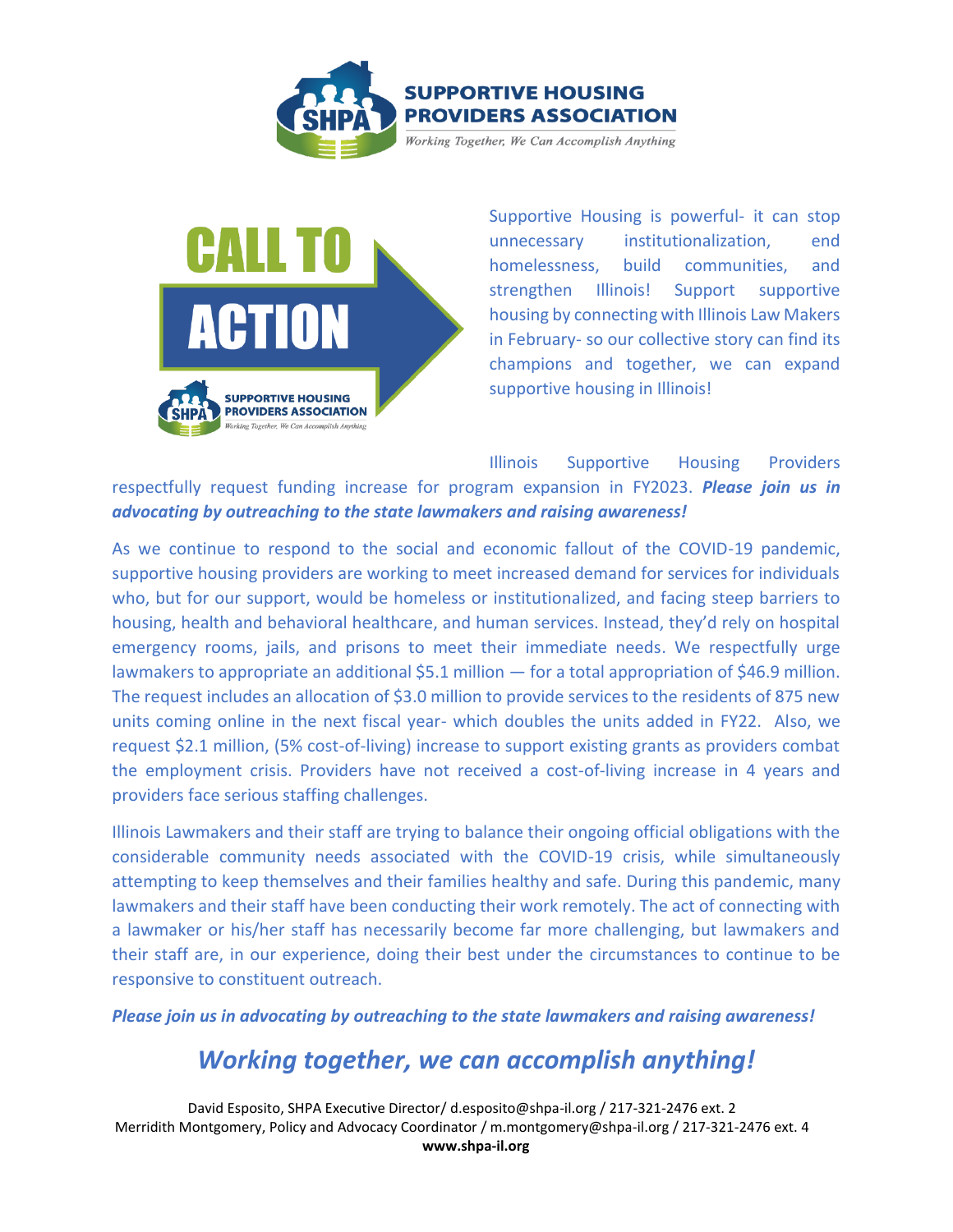# SUPPORTIVE HOUSING PROVIDERS ASSOCIATION

*Working Together, We Can Accomplish Anything*

## CALL TO ACTION

Supportive Housing is powerful- it can stop unnecessary institutionalization, end homelessness, build communities, and strengthen Illinois! Support supportive housing by connecting with Illinois Law Makers in February- so our collective story can find its champions and together, we can expand supportive housing in Illinois!

Illinois Supportive Housing Providers respectfully request funding increase for program expansion in FY2023. ***Please join us in advocating by outreaching to the state lawmakers and raising awareness!***

As we continue to respond to the social and economic fallout of the COVID-19 pandemic, supportive housing providers are working to meet increased demand for services for individuals who, but for our support, would be homeless or institutionalized, and facing steep barriers to housing, health and behavioral healthcare, and human services. Instead, they'd rely on hospital emergency rooms, jails, and prisons to meet their immediate needs. We respectfully urge lawmakers to appropriate an additional $5.1 million — for a total appropriation of $46.9 million. The request includes an allocation of $3.0 million to provide services to the residents of 875 new units coming online in the next fiscal year- which doubles the units added in FY22. Also, we request $2.1 million, (5% cost-of-living) increase to support existing grants as providers combat the employment crisis. Providers have not received a cost-of-living increase in 4 years and providers face serious staffing challenges.

Illinois Lawmakers and their staff are trying to balance their ongoing official obligations with the considerable community needs associated with the COVID-19 crisis, while simultaneously attempting to keep themselves and their families healthy and safe. During this pandemic, many lawmakers and their staff have been conducting their work remotely. The act of connecting with a lawmaker or his/her staff has necessarily become far more challenging, but lawmakers and their staff are, in our experience, doing their best under the circumstances to continue to be responsive to constituent outreach.

***Please join us in advocating by outreaching to the state lawmakers and raising awareness!***

## *Working together, we can accomplish anything!*

David Esposito, SHPA Executive Director/ d.esposito@shpa-il.org / 217-321-2476 ext. 2
Merridith Montgomery, Policy and Advocacy Coordinator / m.montgomery@shpa-il.org / 217-321-2476 ext. 4
**www.shpa-il.org**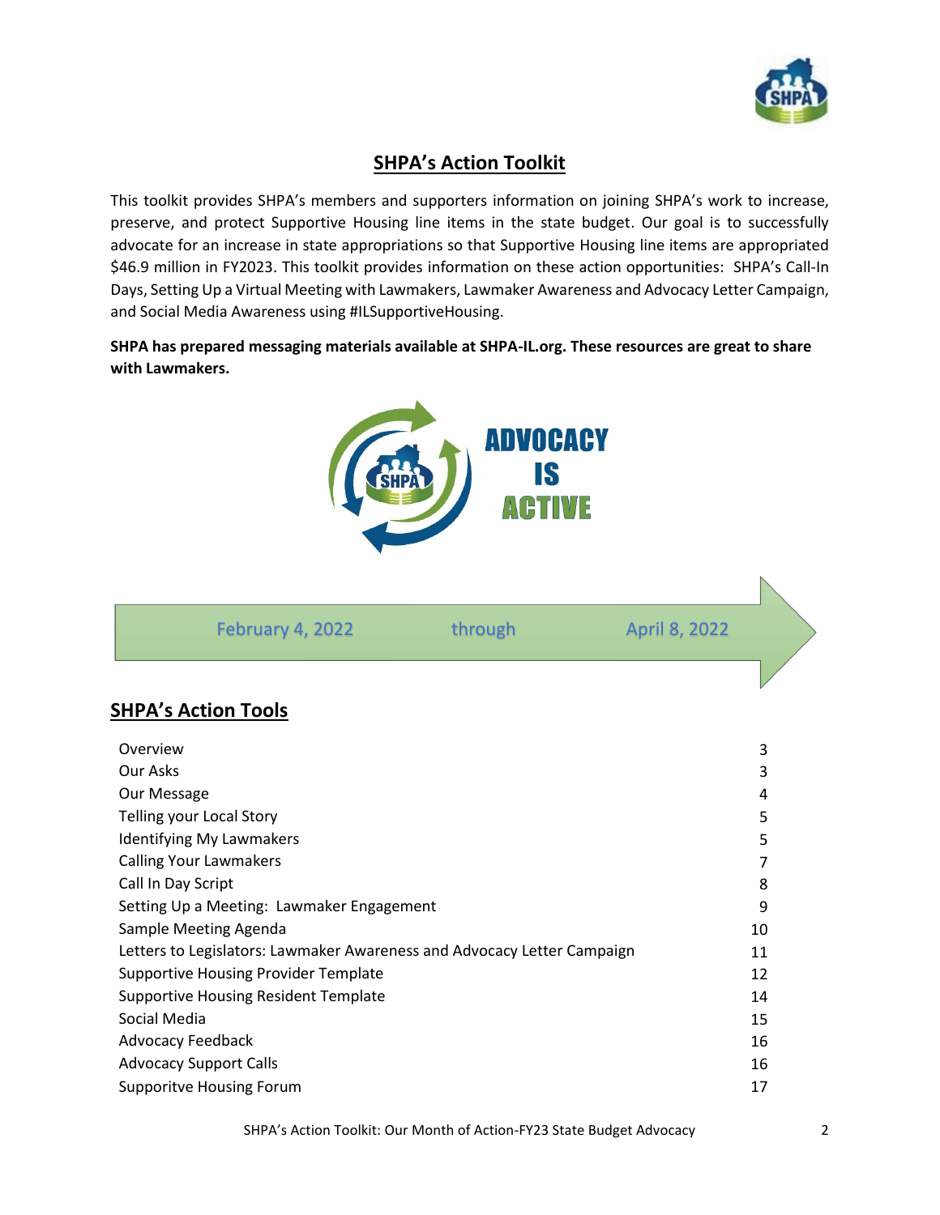# SHPA's Action Toolkit

This toolkit provides SHPA's members and supporters information on joining SHPA's work to increase, preserve, and protect Supportive Housing line items in the state budget. Our goal is to successfully advocate for an increase in state appropriations so that Supportive Housing line items are appropriated $46.9 million in FY2023. This toolkit provides information on these action opportunities: SHPA's Call-In Days, Setting Up a Virtual Meeting with Lawmakers, Lawmaker Awareness and Advocacy Letter Campaign, and Social Media Awareness using #ILSupportiveHousing.

**SHPA has prepared messaging materials available at SHPA-IL.org. These resources are great to share with Lawmakers.**

ADVOCACY IS ACTIVE

February 4, 2022 through April 8, 2022

## SHPA's Action Tools

| | |
|---|---|
| Overview | 3 |
| Our Asks | 3 |
| Our Message | 4 |
| Telling your Local Story | 5 |
| Identifying My Lawmakers | 5 |
| Calling Your Lawmakers | 7 |
| Call In Day Script | 8 |
| Setting Up a Meeting: Lawmaker Engagement | 9 |
| Sample Meeting Agenda | 10 |
| Letters to Legislators: Lawmaker Awareness and Advocacy Letter Campaign | 11 |
| Supportive Housing Provider Template | 12 |
| Supportive Housing Resident Template | 14 |
| Social Media | 15 |
| Advocacy Feedback | 16 |
| Advocacy Support Calls | 16 |
| Supporitve Housing Forum | 17 |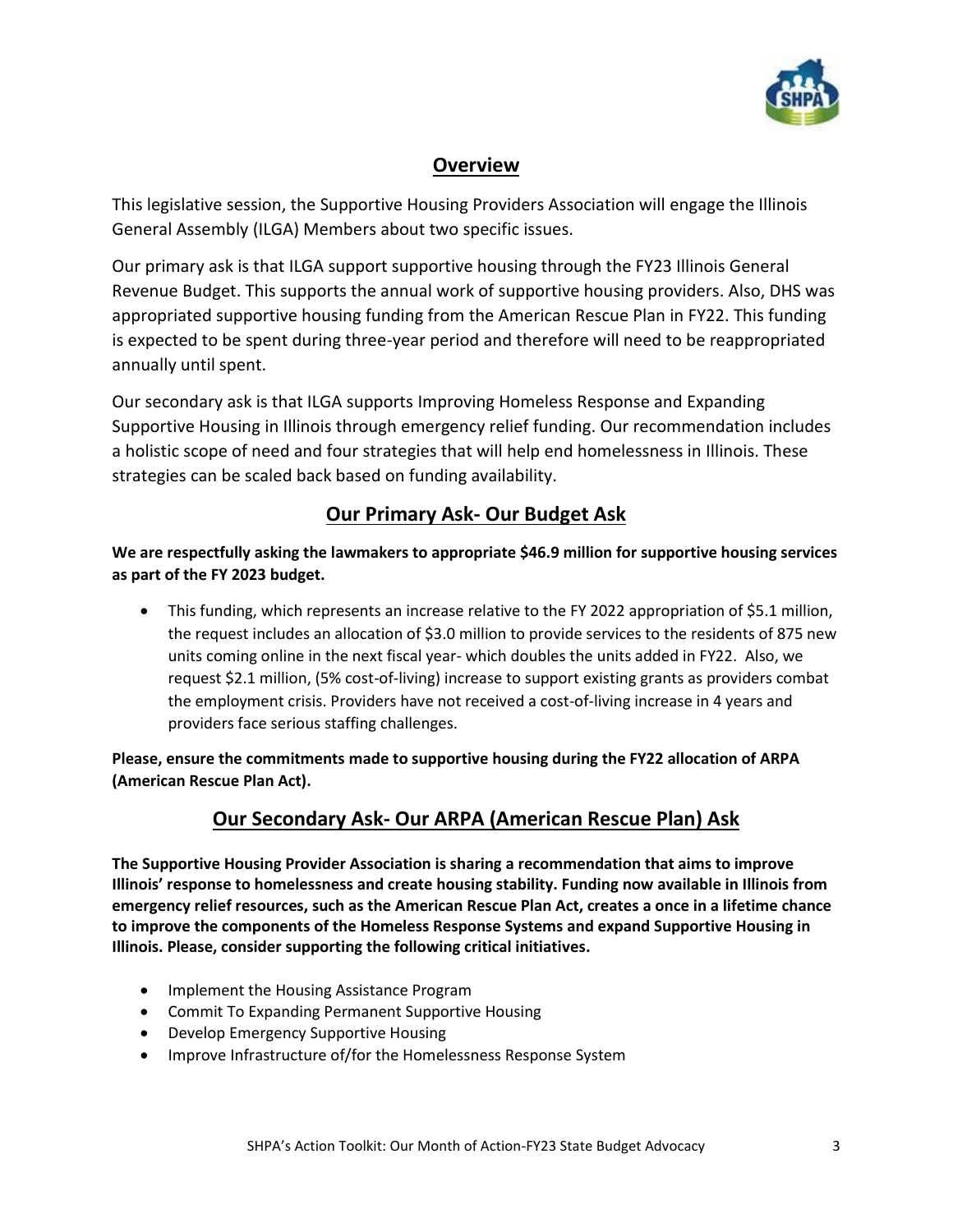## Overview

This legislative session, the Supportive Housing Providers Association will engage the Illinois General Assembly (ILGA) Members about two specific issues.

Our primary ask is that ILGA support supportive housing through the FY23 Illinois General Revenue Budget. This supports the annual work of supportive housing providers. Also, DHS was appropriated supportive housing funding from the American Rescue Plan in FY22. This funding is expected to be spent during three-year period and therefore will need to be reappropriated annually until spent.

Our secondary ask is that ILGA supports Improving Homeless Response and Expanding Supportive Housing in Illinois through emergency relief funding. Our recommendation includes a holistic scope of need and four strategies that will help end homelessness in Illinois. These strategies can be scaled back based on funding availability.

## Our Primary Ask- Our Budget Ask

**We are respectfully asking the lawmakers to appropriate $46.9 million for supportive housing services as part of the FY 2023 budget.**

- This funding, which represents an increase relative to the FY 2022 appropriation of $5.1 million, the request includes an allocation of $3.0 million to provide services to the residents of 875 new units coming online in the next fiscal year- which doubles the units added in FY22. Also, we request $2.1 million, (5% cost-of-living) increase to support existing grants as providers combat the employment crisis. Providers have not received a cost-of-living increase in 4 years and providers face serious staffing challenges.

**Please, ensure the commitments made to supportive housing during the FY22 allocation of ARPA (American Rescue Plan Act).**

## Our Secondary Ask- Our ARPA (American Rescue Plan) Ask

**The Supportive Housing Provider Association is sharing a recommendation that aims to improve Illinois' response to homelessness and create housing stability. Funding now available in Illinois from emergency relief resources, such as the American Rescue Plan Act, creates a once in a lifetime chance to improve the components of the Homeless Response Systems and expand Supportive Housing in Illinois. Please, consider supporting the following critical initiatives.**

- Implement the Housing Assistance Program
- Commit To Expanding Permanent Supportive Housing
- Develop Emergency Supportive Housing
- Improve Infrastructure of/for the Homelessness Response System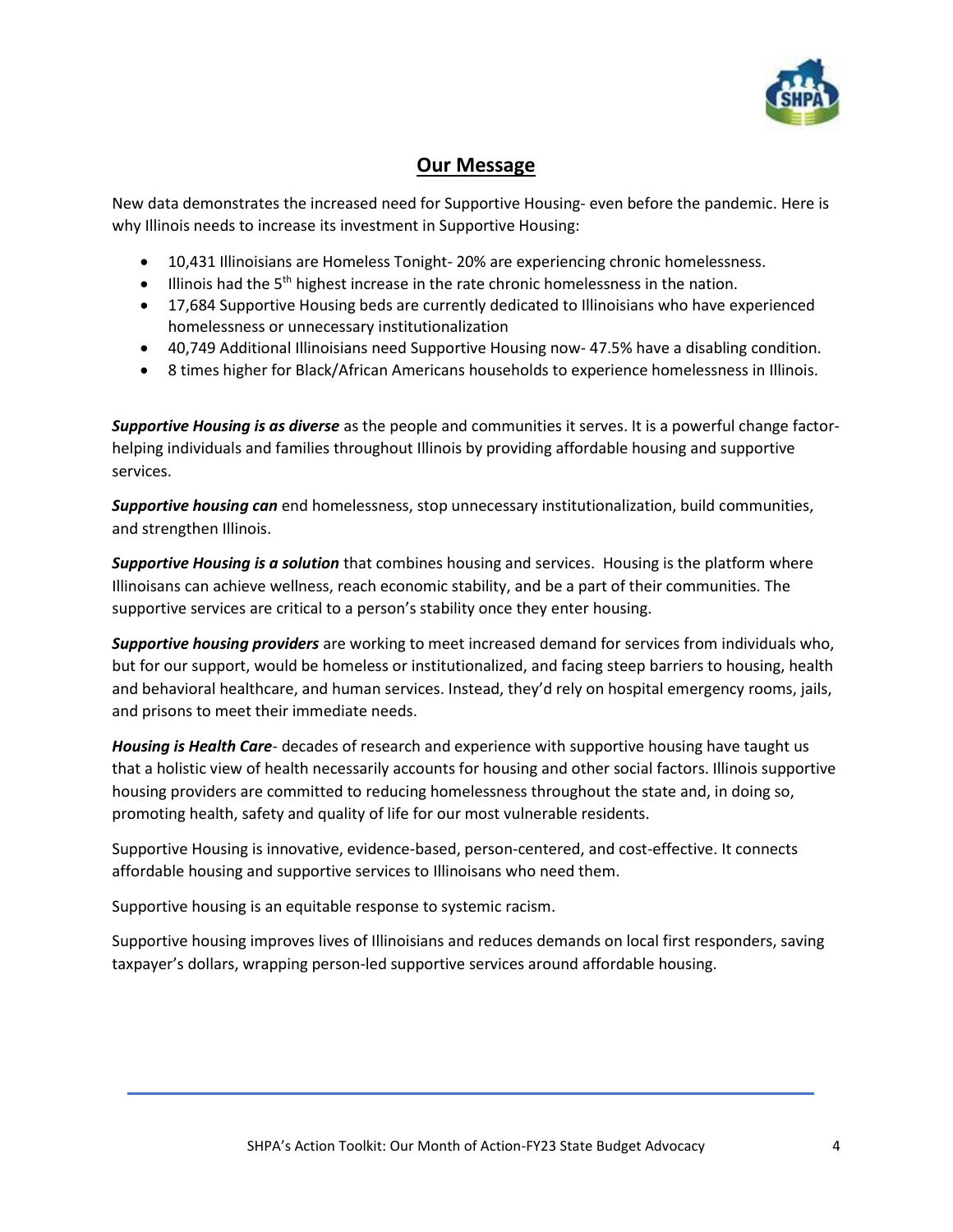## Our Message

New data demonstrates the increased need for Supportive Housing- even before the pandemic. Here is why Illinois needs to increase its investment in Supportive Housing:

- 10,431 Illinoisians are Homeless Tonight- 20% are experiencing chronic homelessness.
- Illinois had the 5th highest increase in the rate chronic homelessness in the nation.
- 17,684 Supportive Housing beds are currently dedicated to Illinoisians who have experienced homelessness or unnecessary institutionalization
- 40,749 Additional Illinoisians need Supportive Housing now- 47.5% have a disabling condition.
- 8 times higher for Black/African Americans households to experience homelessness in Illinois.

***Supportive Housing is as diverse*** as the people and communities it serves. It is a powerful change factor- helping individuals and families throughout Illinois by providing affordable housing and supportive services.

***Supportive housing can*** end homelessness, stop unnecessary institutionalization, build communities, and strengthen Illinois.

***Supportive Housing is a solution*** that combines housing and services. Housing is the platform where Illinoisans can achieve wellness, reach economic stability, and be a part of their communities. The supportive services are critical to a person's stability once they enter housing.

***Supportive housing providers*** are working to meet increased demand for services from individuals who, but for our support, would be homeless or institutionalized, and facing steep barriers to housing, health and behavioral healthcare, and human services. Instead, they'd rely on hospital emergency rooms, jails, and prisons to meet their immediate needs.

***Housing is Health Care***- decades of research and experience with supportive housing have taught us that a holistic view of health necessarily accounts for housing and other social factors. Illinois supportive housing providers are committed to reducing homelessness throughout the state and, in doing so, promoting health, safety and quality of life for our most vulnerable residents.

Supportive Housing is innovative, evidence-based, person-centered, and cost-effective. It connects affordable housing and supportive services to Illinoisans who need them.

Supportive housing is an equitable response to systemic racism.

Supportive housing improves lives of Illinoisians and reduces demands on local first responders, saving taxpayer's dollars, wrapping person-led supportive services around affordable housing.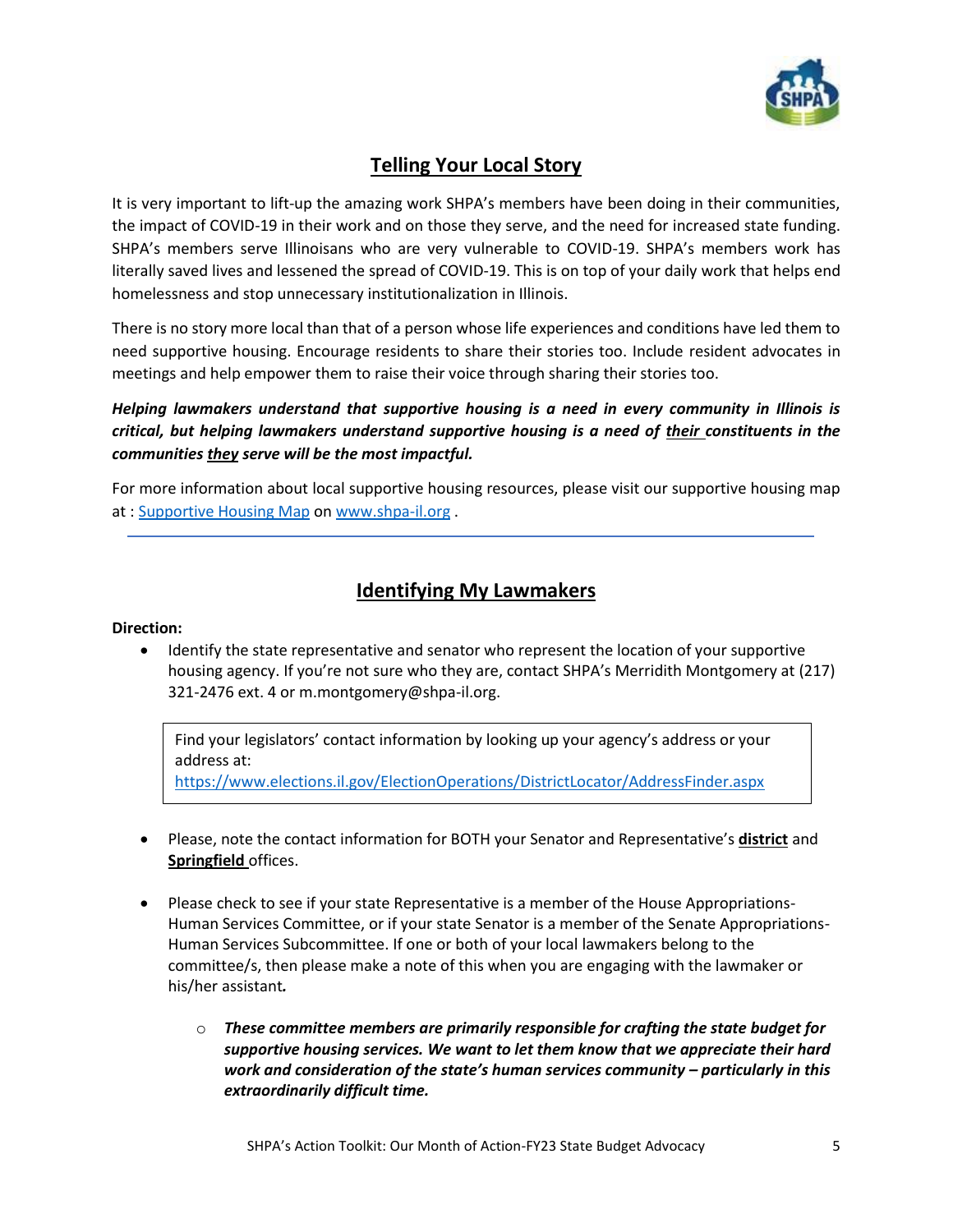## Telling Your Local Story

It is very important to lift-up the amazing work SHPA's members have been doing in their communities, the impact of COVID-19 in their work and on those they serve, and the need for increased state funding. SHPA's members serve Illinoisans who are very vulnerable to COVID-19. SHPA's members work has literally saved lives and lessened the spread of COVID-19. This is on top of your daily work that helps end homelessness and stop unnecessary institutionalization in Illinois.

There is no story more local than that of a person whose life experiences and conditions have led them to need supportive housing. Encourage residents to share their stories too. Include resident advocates in meetings and help empower them to raise their voice through sharing their stories too.

***Helping lawmakers understand that supportive housing is a need in every community in Illinois is critical, but helping lawmakers understand supportive housing is a need of <u>their</u> constituents in the communities <u>they</u> serve will be the most impactful.***

For more information about local supportive housing resources, please visit our supportive housing map at : [Supportive Housing Map](Supportive Housing Map) on [www.shpa-il.org](www.shpa-il.org) .

---

## Identifying My Lawmakers

**Direction:**

- Identify the state representative and senator who represent the location of your supportive housing agency. If you're not sure who they are, contact SHPA's Merridith Montgomery at (217) 321-2476 ext. 4 or m.montgomery@shpa-il.org.

> Find your legislators' contact information by looking up your agency's address or your address at:
> https://www.elections.il.gov/ElectionOperations/DistrictLocator/AddressFinder.aspx

- Please, note the contact information for BOTH your Senator and Representative's **<u>district</u>** and **<u>Springfield</u>** offices.

- Please check to see if your state Representative is a member of the House Appropriations-Human Services Committee, or if your state Senator is a member of the Senate Appropriations-Human Services Subcommittee. If one or both of your local lawmakers belong to the committee/s, then please make a note of this when you are engaging with the lawmaker or his/her assistant.
  - ***These committee members are primarily responsible for crafting the state budget for supportive housing services. We want to let them know that we appreciate their hard work and consideration of the state's human services community – particularly in this extraordinarily difficult time.***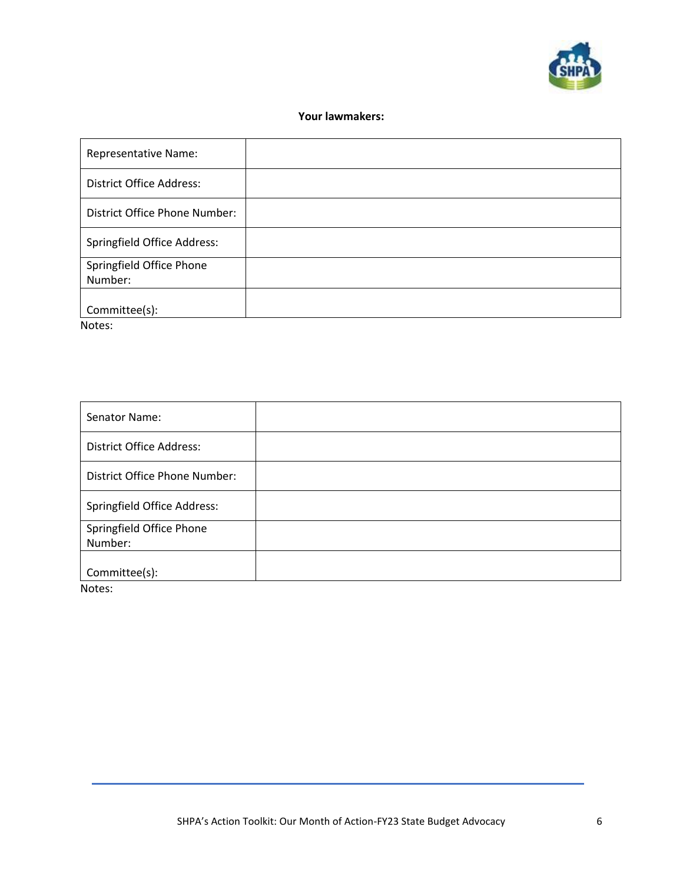**Your lawmakers:**

| Representative Name: | |
|---|---|
| District Office Address: | |
| District Office Phone Number: | |
| Springfield Office Address: | |
| Springfield Office Phone Number: | |
| Committee(s): | |

Notes:

| Senator Name: | |
|---|---|
| District Office Address: | |
| District Office Phone Number: | |
| Springfield Office Address: | |
| Springfield Office Phone Number: | |
| Committee(s): | |

Notes: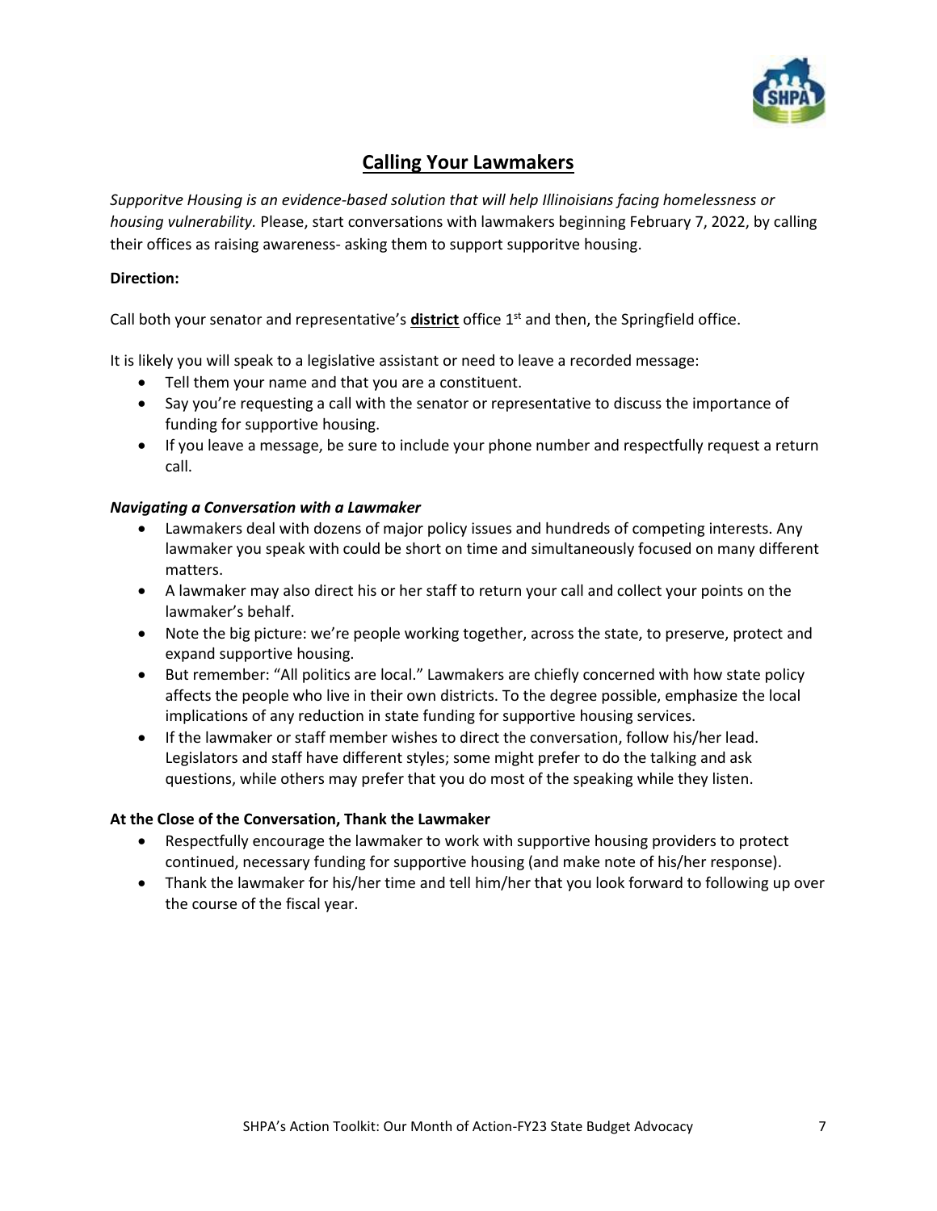## Calling Your Lawmakers

*Supporitve Housing is an evidence-based solution that will help Illinoisians facing homelessness or housing vulnerability.* Please, start conversations with lawmakers beginning February 7, 2022, by calling their offices as raising awareness- asking them to support supporitve housing.

**Direction:**

Call both your senator and representative's **district** office 1st and then, the Springfield office.

It is likely you will speak to a legislative assistant or need to leave a recorded message:

- Tell them your name and that you are a constituent.
- Say you're requesting a call with the senator or representative to discuss the importance of funding for supportive housing.
- If you leave a message, be sure to include your phone number and respectfully request a return call.

***Navigating a Conversation with a Lawmaker***

- Lawmakers deal with dozens of major policy issues and hundreds of competing interests. Any lawmaker you speak with could be short on time and simultaneously focused on many different matters.
- A lawmaker may also direct his or her staff to return your call and collect your points on the lawmaker's behalf.
- Note the big picture: we're people working together, across the state, to preserve, protect and expand supportive housing.
- But remember: "All politics are local." Lawmakers are chiefly concerned with how state policy affects the people who live in their own districts. To the degree possible, emphasize the local implications of any reduction in state funding for supportive housing services.
- If the lawmaker or staff member wishes to direct the conversation, follow his/her lead. Legislators and staff have different styles; some might prefer to do the talking and ask questions, while others may prefer that you do most of the speaking while they listen.

**At the Close of the Conversation, Thank the Lawmaker**

- Respectfully encourage the lawmaker to work with supportive housing providers to protect continued, necessary funding for supportive housing (and make note of his/her response).
- Thank the lawmaker for his/her time and tell him/her that you look forward to following up over the course of the fiscal year.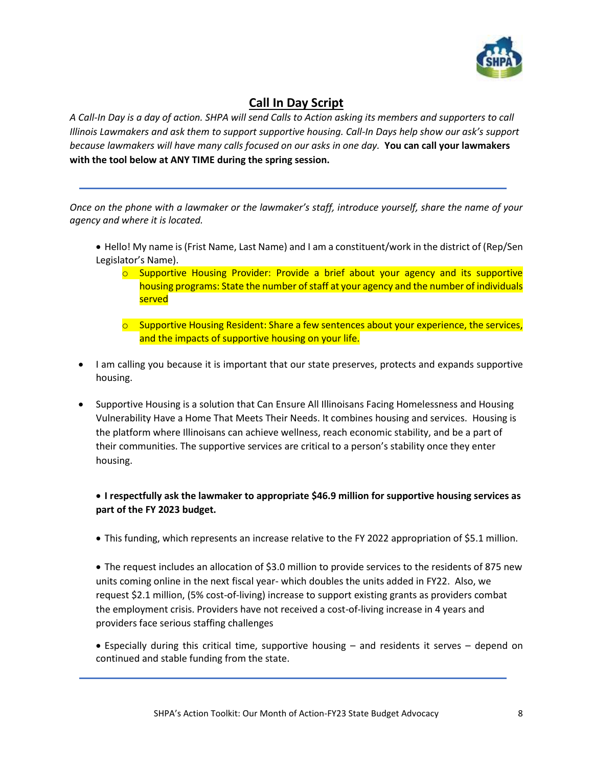## Call In Day Script

*A Call-In Day is a day of action. SHPA will send Calls to Action asking its members and supporters to call Illinois Lawmakers and ask them to support supportive housing. Call-In Days help show our ask's support because lawmakers will have many calls focused on our asks in one day.* **You can call your lawmakers with the tool below at ANY TIME during the spring session.**

---

*Once on the phone with a lawmaker or the lawmaker's staff, introduce yourself, share the name of your agency and where it is located.*

- Hello! My name is (Frist Name, Last Name) and I am a constituent/work in the district of (Rep/Sen Legislator's Name).
  - Supportive Housing Provider: Provide a brief about your agency and its supportive housing programs: State the number of staff at your agency and the number of individuals served
  - Supportive Housing Resident: Share a few sentences about your experience, the services, and the impacts of supportive housing on your life.

- I am calling you because it is important that our state preserves, protects and expands supportive housing.

- Supportive Housing is a solution that Can Ensure All Illinoisans Facing Homelessness and Housing Vulnerability Have a Home That Meets Their Needs. It combines housing and services. Housing is the platform where Illinoisans can achieve wellness, reach economic stability, and be a part of their communities. The supportive services are critical to a person's stability once they enter housing.

- **I respectfully ask the lawmaker to appropriate $46.9 million for supportive housing services as part of the FY 2023 budget.**

- This funding, which represents an increase relative to the FY 2022 appropriation of $5.1 million.

- The request includes an allocation of $3.0 million to provide services to the residents of 875 new units coming online in the next fiscal year- which doubles the units added in FY22. Also, we request $2.1 million, (5% cost-of-living) increase to support existing grants as providers combat the employment crisis. Providers have not received a cost-of-living increase in 4 years and providers face serious staffing challenges

- Especially during this critical time, supportive housing – and residents it serves – depend on continued and stable funding from the state.

---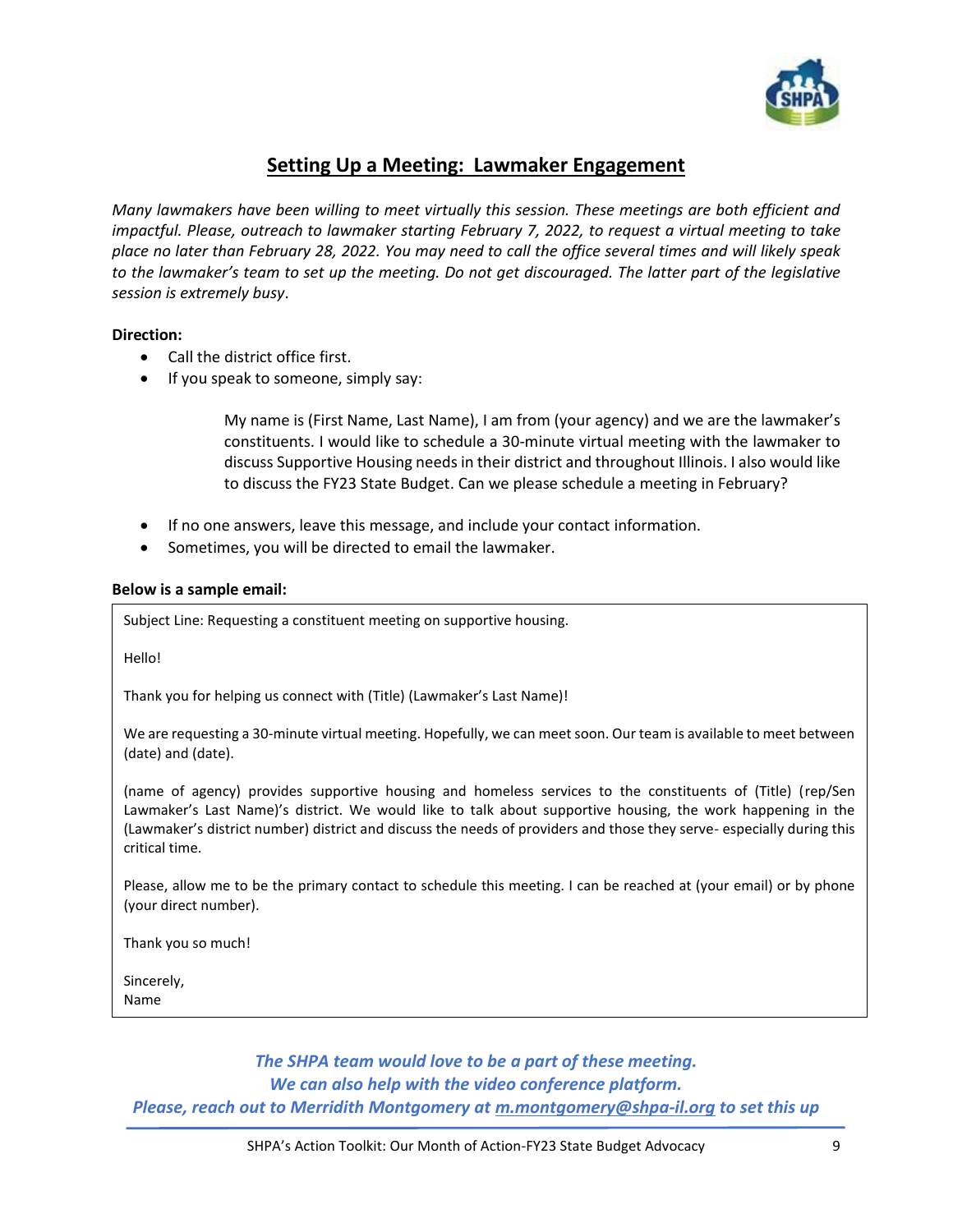# Setting Up a Meeting: Lawmaker Engagement

*Many lawmakers have been willing to meet virtually this session. These meetings are both efficient and impactful. Please, outreach to lawmaker starting February 7, 2022, to request a virtual meeting to take place no later than February 28, 2022. You may need to call the office several times and will likely speak to the lawmaker's team to set up the meeting. Do not get discouraged. The latter part of the legislative session is extremely busy*.

**Direction:**

- Call the district office first.
- If you speak to someone, simply say:

> My name is (First Name, Last Name), I am from (your agency) and we are the lawmaker's constituents. I would like to schedule a 30-minute virtual meeting with the lawmaker to discuss Supportive Housing needs in their district and throughout Illinois. I also would like to discuss the FY23 State Budget. Can we please schedule a meeting in February?

- If no one answers, leave this message, and include your contact information.
- Sometimes, you will be directed to email the lawmaker.

**Below is a sample email:**

> Subject Line: Requesting a constituent meeting on supportive housing.
>
> Hello!
>
> Thank you for helping us connect with (Title) (Lawmaker's Last Name)!
>
> We are requesting a 30-minute virtual meeting. Hopefully, we can meet soon. Our team is available to meet between (date) and (date).
>
> (name of agency) provides supportive housing and homeless services to the constituents of (Title) (rep/Sen Lawmaker's Last Name)'s district. We would like to talk about supportive housing, the work happening in the (Lawmaker's district number) district and discuss the needs of providers and those they serve- especially during this critical time.
>
> Please, allow me to be the primary contact to schedule this meeting. I can be reached at (your email) or by phone (your direct number).
>
> Thank you so much!
>
> Sincerely,
> Name

***The SHPA team would love to be a part of these meeting.***
***We can also help with the video conference platform.***
***Please, reach out to Merridith Montgomery at m.montgomery@shpa-il.org to set this up***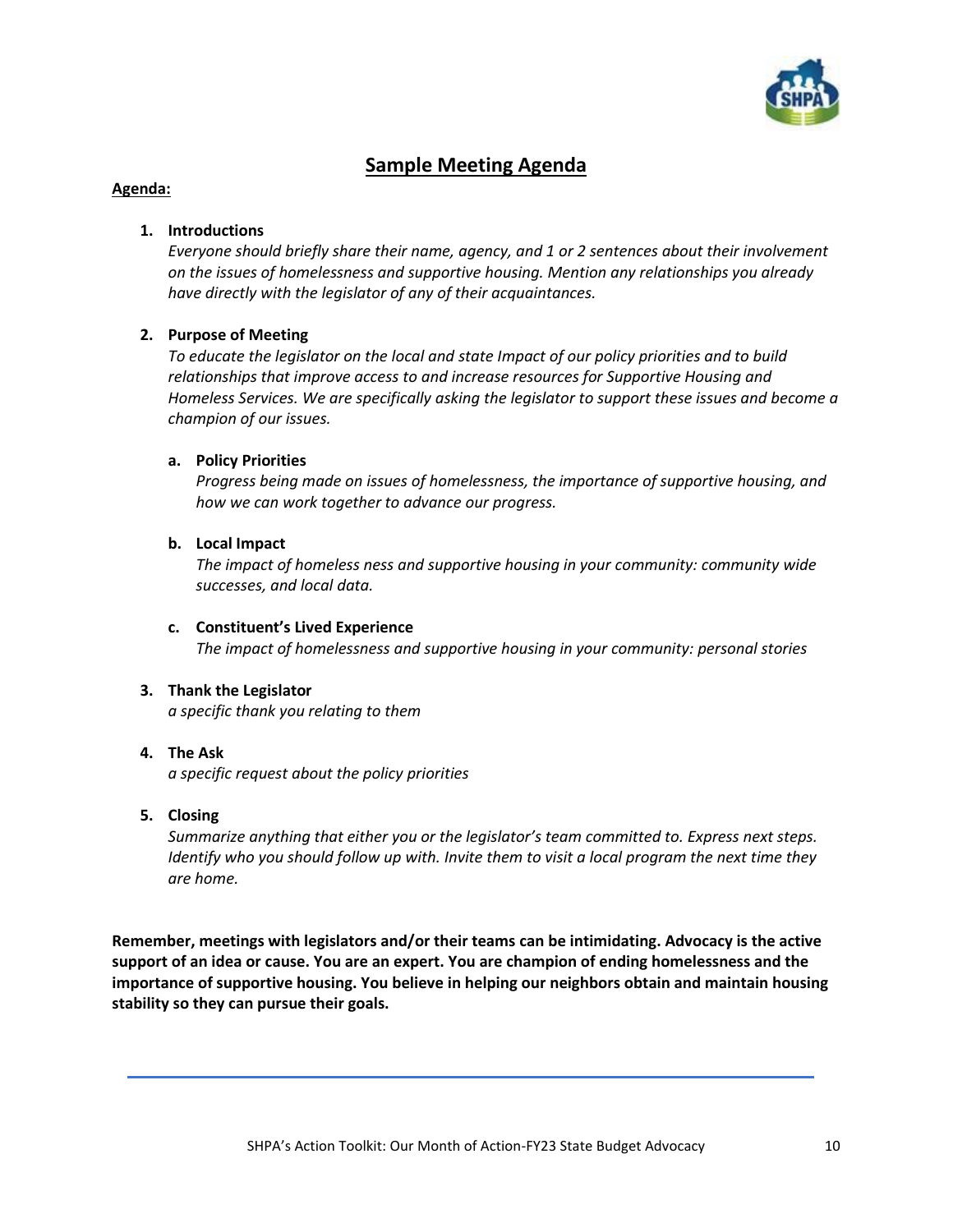# Sample Meeting Agenda

**Agenda:**

1. **Introductions**
   *Everyone should briefly share their name, agency, and 1 or 2 sentences about their involvement on the issues of homelessness and supportive housing. Mention any relationships you already have directly with the legislator of any of their acquaintances.*

2. **Purpose of Meeting**
   *To educate the legislator on the local and state Impact of our policy priorities and to build relationships that improve access to and increase resources for Supportive Housing and Homeless Services. We are specifically asking the legislator to support these issues and become a champion of our issues.*

   a. **Policy Priorities**
      *Progress being made on issues of homelessness, the importance of supportive housing, and how we can work together to advance our progress.*

   b. **Local Impact**
      *The impact of homeless ness and supportive housing in your community: community wide successes, and local data.*

   c. **Constituent's Lived Experience**
      *The impact of homelessness and supportive housing in your community: personal stories*

3. **Thank the Legislator**
   *a specific thank you relating to them*

4. **The Ask**
   *a specific request about the policy priorities*

5. **Closing**
   *Summarize anything that either you or the legislator's team committed to. Express next steps. Identify who you should follow up with. Invite them to visit a local program the next time they are home.*

**Remember, meetings with legislators and/or their teams can be intimidating. Advocacy is the active support of an idea or cause. You are an expert. You are champion of ending homelessness and the importance of supportive housing. You believe in helping our neighbors obtain and maintain housing stability so they can pursue their goals.**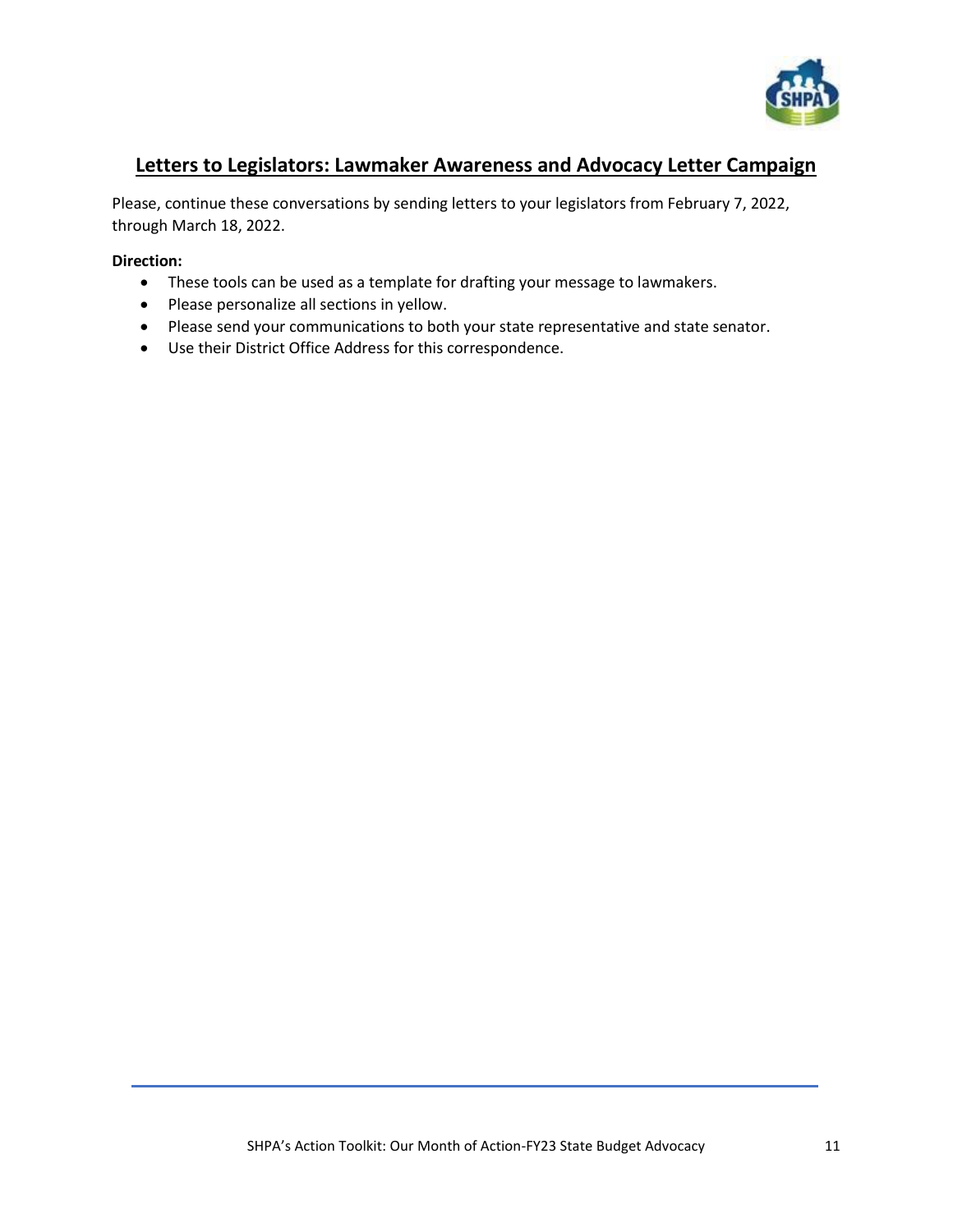## Letters to Legislators: Lawmaker Awareness and Advocacy Letter Campaign

Please, continue these conversations by sending letters to your legislators from February 7, 2022, through March 18, 2022.

**Direction:**

- These tools can be used as a template for drafting your message to lawmakers.
- Please personalize all sections in yellow.
- Please send your communications to both your state representative and state senator.
- Use their District Office Address for this correspondence.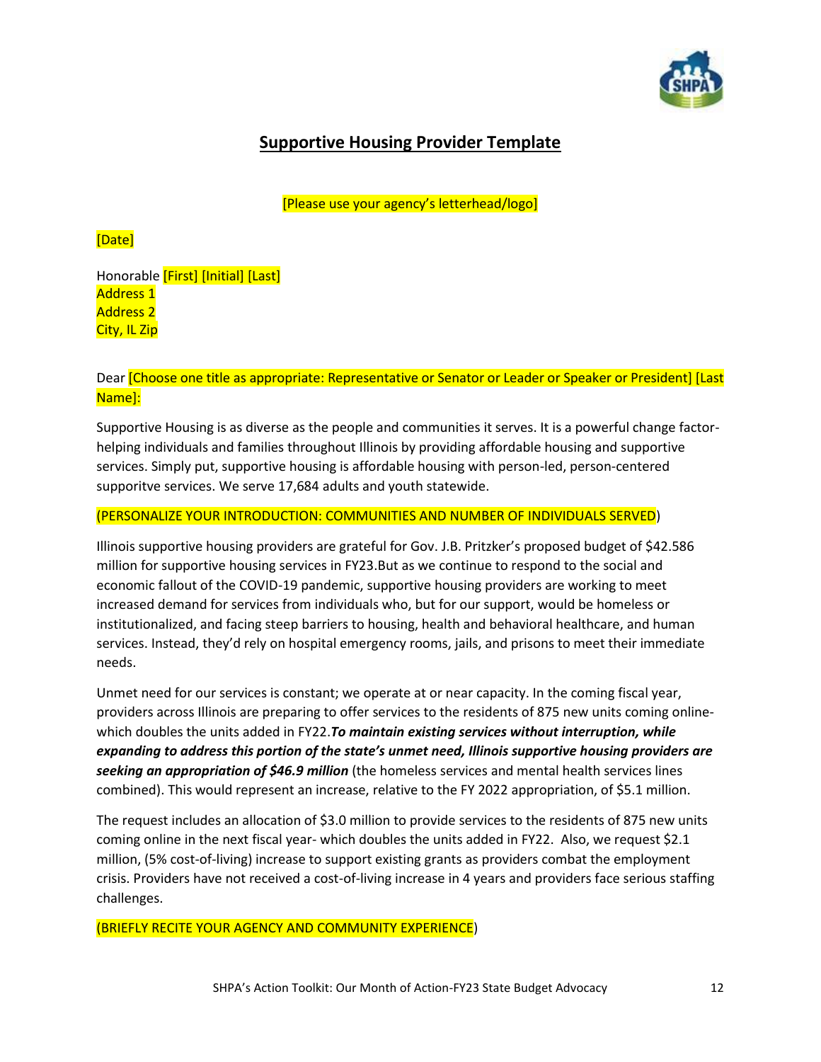# Supportive Housing Provider Template

[Please use your agency's letterhead/logo]

[Date]

Honorable [First] [Initial] [Last]
Address 1
Address 2
City, IL Zip

Dear [Choose one title as appropriate: Representative or Senator or Leader or Speaker or President] [Last Name]:

Supportive Housing is as diverse as the people and communities it serves. It is a powerful change factor-helping individuals and families throughout Illinois by providing affordable housing and supportive services. Simply put, supportive housing is affordable housing with person-led, person-centered supporitve services. We serve 17,684 adults and youth statewide.

(PERSONALIZE YOUR INTRODUCTION: COMMUNITIES AND NUMBER OF INDIVIDUALS SERVED)

Illinois supportive housing providers are grateful for Gov. J.B. Pritzker's proposed budget of $42.586 million for supportive housing services in FY23.But as we continue to respond to the social and economic fallout of the COVID-19 pandemic, supportive housing providers are working to meet increased demand for services from individuals who, but for our support, would be homeless or institutionalized, and facing steep barriers to housing, health and behavioral healthcare, and human services. Instead, they'd rely on hospital emergency rooms, jails, and prisons to meet their immediate needs.

Unmet need for our services is constant; we operate at or near capacity. In the coming fiscal year, providers across Illinois are preparing to offer services to the residents of 875 new units coming online-which doubles the units added in FY22.***To maintain existing services without interruption, while expanding to address this portion of the state's unmet need, Illinois supportive housing providers are seeking an appropriation of $46.9 million*** (the homeless services and mental health services lines combined). This would represent an increase, relative to the FY 2022 appropriation, of $5.1 million.

The request includes an allocation of $3.0 million to provide services to the residents of 875 new units coming online in the next fiscal year- which doubles the units added in FY22. Also, we request $2.1 million, (5% cost-of-living) increase to support existing grants as providers combat the employment crisis. Providers have not received a cost-of-living increase in 4 years and providers face serious staffing challenges.

(BRIEFLY RECITE YOUR AGENCY AND COMMUNITY EXPERIENCE)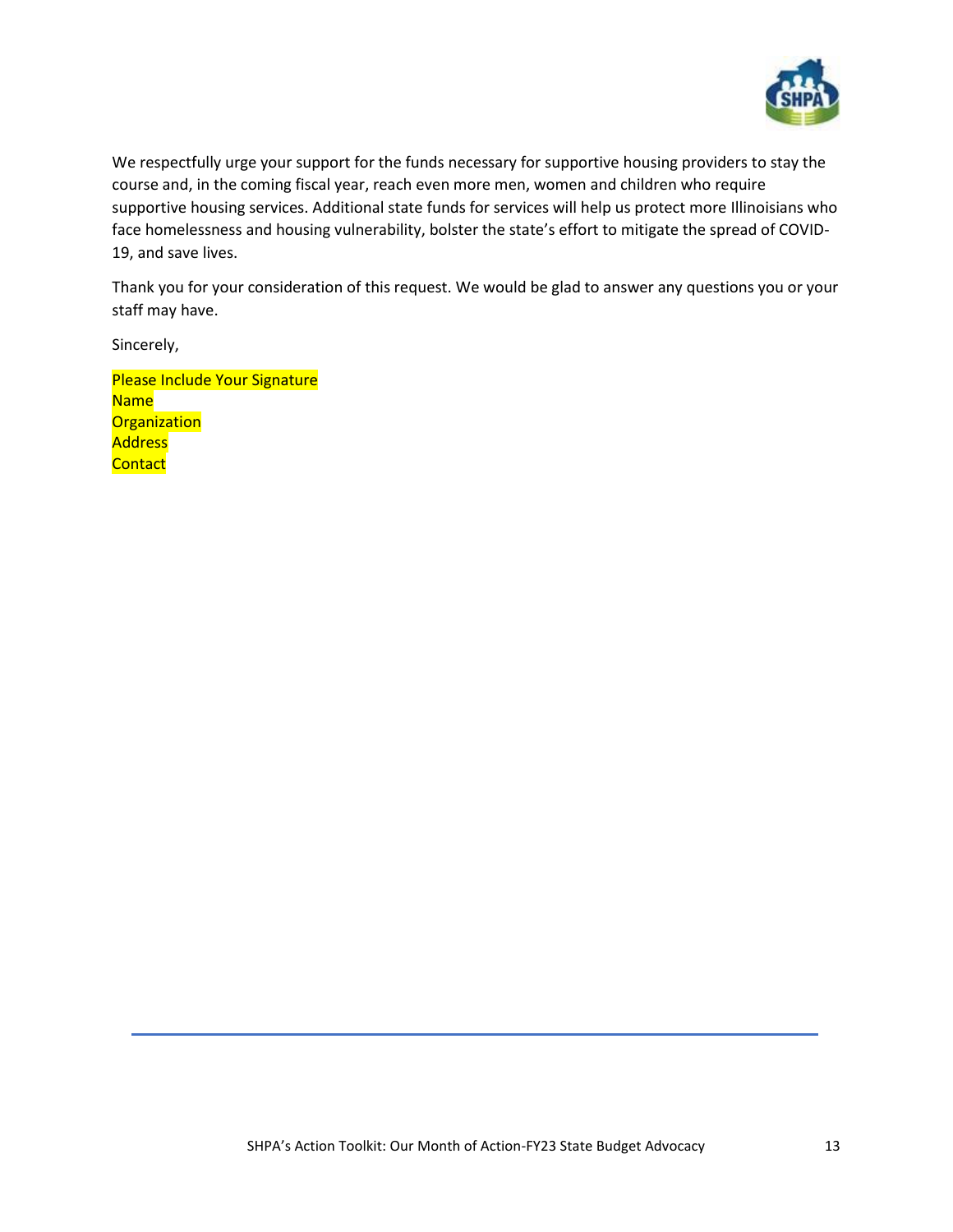We respectfully urge your support for the funds necessary for supportive housing providers to stay the course and, in the coming fiscal year, reach even more men, women and children who require supportive housing services. Additional state funds for services will help us protect more Illinoisians who face homelessness and housing vulnerability, bolster the state's effort to mitigate the spread of COVID-19, and save lives.

Thank you for your consideration of this request. We would be glad to answer any questions you or your staff may have.

Sincerely,

Please Include Your Signature
Name
Organization
Address
Contact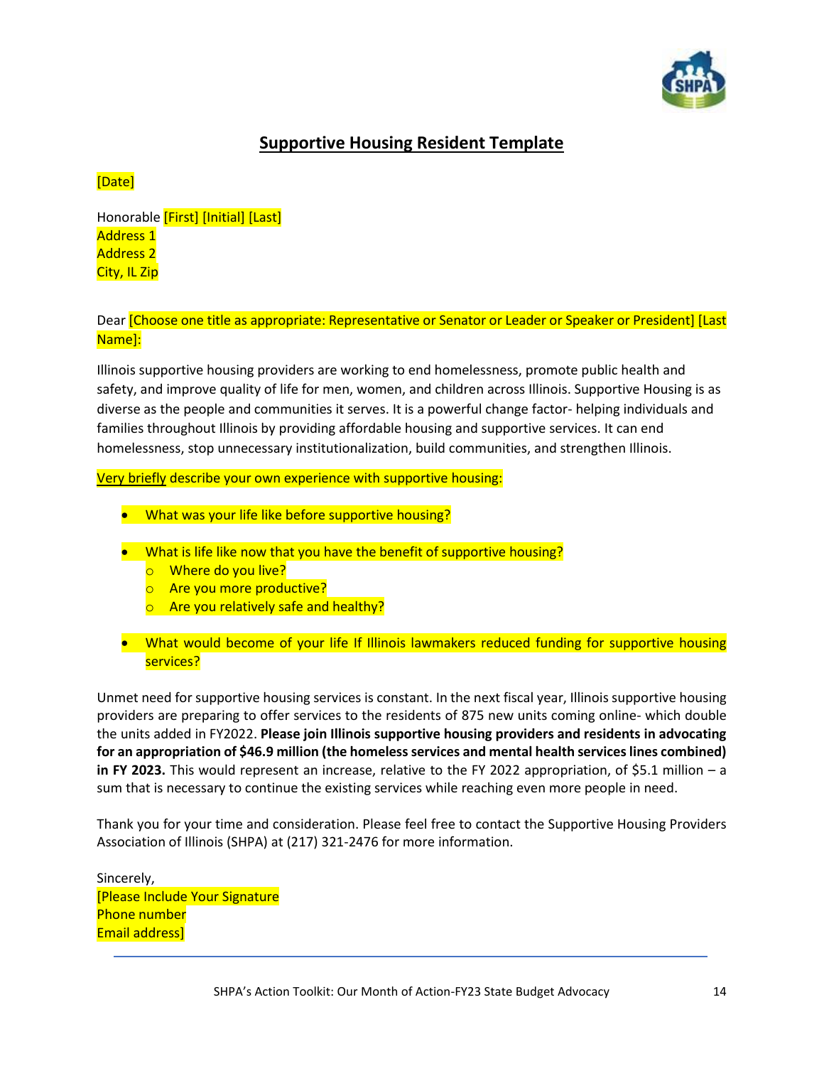# Supportive Housing Resident Template

[Date]

Honorable [First] [Initial] [Last]
Address 1
Address 2
City, IL Zip

Dear [Choose one title as appropriate: Representative or Senator or Leader or Speaker or President] [Last Name]:

Illinois supportive housing providers are working to end homelessness, promote public health and safety, and improve quality of life for men, women, and children across Illinois. Supportive Housing is as diverse as the people and communities it serves. It is a powerful change factor- helping individuals and families throughout Illinois by providing affordable housing and supportive services. It can end homelessness, stop unnecessary institutionalization, build communities, and strengthen Illinois.

Very briefly describe your own experience with supportive housing:

- What was your life like before supportive housing?
- What is life like now that you have the benefit of supportive housing?
  - Where do you live?
  - Are you more productive?
  - Are you relatively safe and healthy?
- What would become of your life If Illinois lawmakers reduced funding for supportive housing services?

Unmet need for supportive housing services is constant. In the next fiscal year, Illinois supportive housing providers are preparing to offer services to the residents of 875 new units coming online- which double the units added in FY2022. **Please join Illinois supportive housing providers and residents in advocating for an appropriation of $46.9 million (the homeless services and mental health services lines combined) in FY 2023.** This would represent an increase, relative to the FY 2022 appropriation, of $5.1 million – a sum that is necessary to continue the existing services while reaching even more people in need.

Thank you for your time and consideration. Please feel free to contact the Supportive Housing Providers Association of Illinois (SHPA) at (217) 321-2476 for more information.

Sincerely,
[Please Include Your Signature
Phone number
Email address]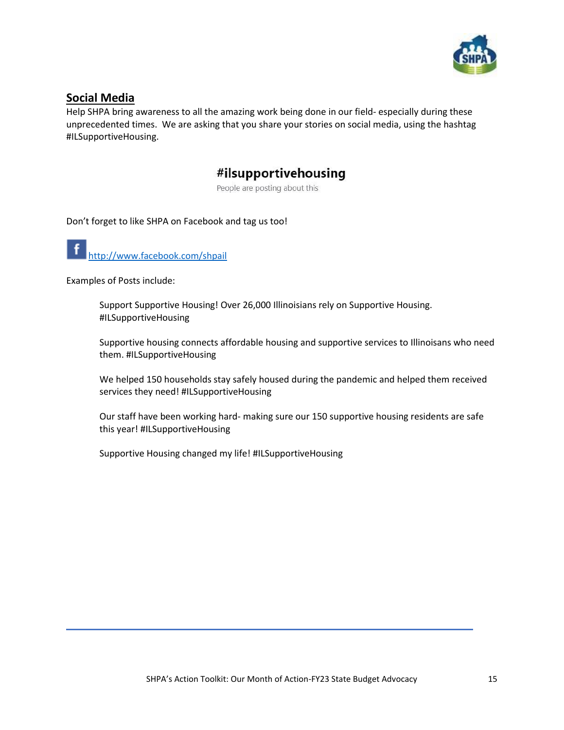## Social Media

Help SHPA bring awareness to all the amazing work being done in our field- especially during these unprecedented times. We are asking that you share your stories on social media, using the hashtag #ILSupportiveHousing.

**#ilsupportivehousing**

People are posting about this

Don't forget to like SHPA on Facebook and tag us too!

http://www.facebook.com/shpail

Examples of Posts include:

> Support Supportive Housing! Over 26,000 Illinoisians rely on Supportive Housing. #ILSupportiveHousing
>
> Supportive housing connects affordable housing and supportive services to Illinoisans who need them. #ILSupportiveHousing
>
> We helped 150 households stay safely housed during the pandemic and helped them received services they need! #ILSupportiveHousing
>
> Our staff have been working hard- making sure our 150 supportive housing residents are safe this year! #ILSupportiveHousing
>
> Supportive Housing changed my life! #ILSupportiveHousing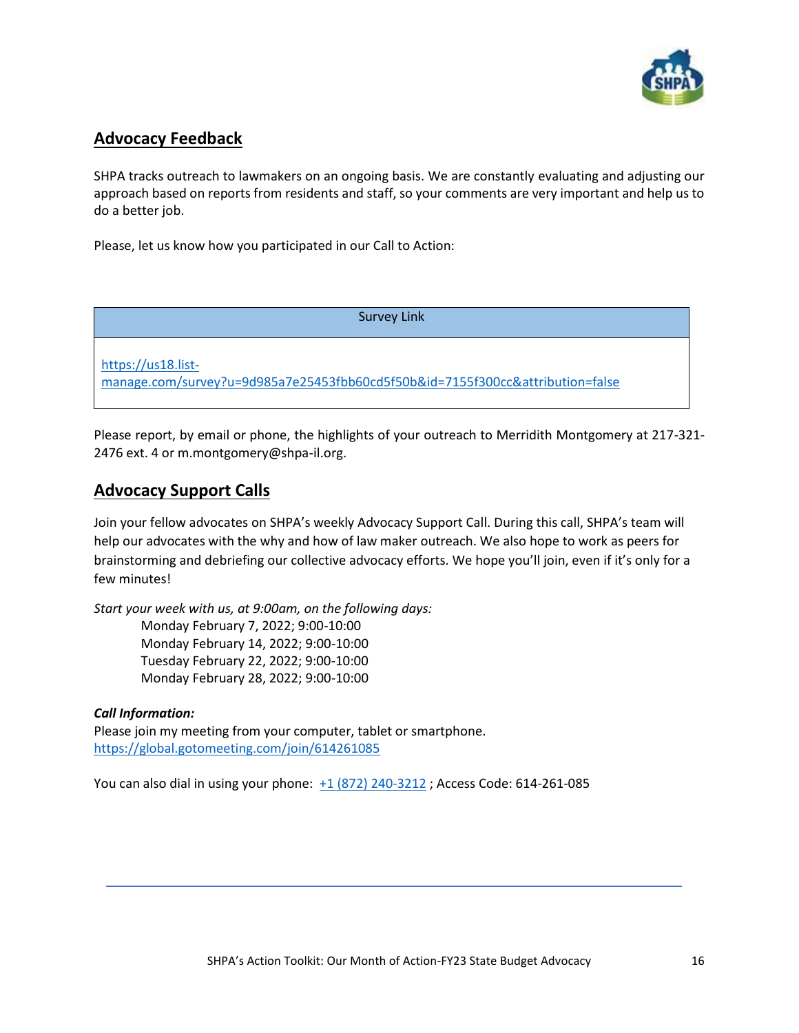## Advocacy Feedback

SHPA tracks outreach to lawmakers on an ongoing basis. We are constantly evaluating and adjusting our approach based on reports from residents and staff, so your comments are very important and help us to do a better job.

Please, let us know how you participated in our Call to Action:

| Survey Link |
| --- |
| https://us18.list-manage.com/survey?u=9d985a7e25453fbb60cd5f50b&id=7155f300cc&attribution=false |

Please report, by email or phone, the highlights of your outreach to Merridith Montgomery at 217-321-2476 ext. 4 or m.montgomery@shpa-il.org.

## Advocacy Support Calls

Join your fellow advocates on SHPA's weekly Advocacy Support Call. During this call, SHPA's team will help our advocates with the why and how of law maker outreach. We also hope to work as peers for brainstorming and debriefing our collective advocacy efforts. We hope you'll join, even if it's only for a few minutes!

*Start your week with us, at 9:00am, on the following days:*

Monday February 7, 2022; 9:00-10:00
Monday February 14, 2022; 9:00-10:00
Tuesday February 22, 2022; 9:00-10:00
Monday February 28, 2022; 9:00-10:00

***Call Information:***
Please join my meeting from your computer, tablet or smartphone.
https://global.gotomeeting.com/join/614261085

You can also dial in using your phone: +1 (872) 240-3212 ; Access Code: 614-261-085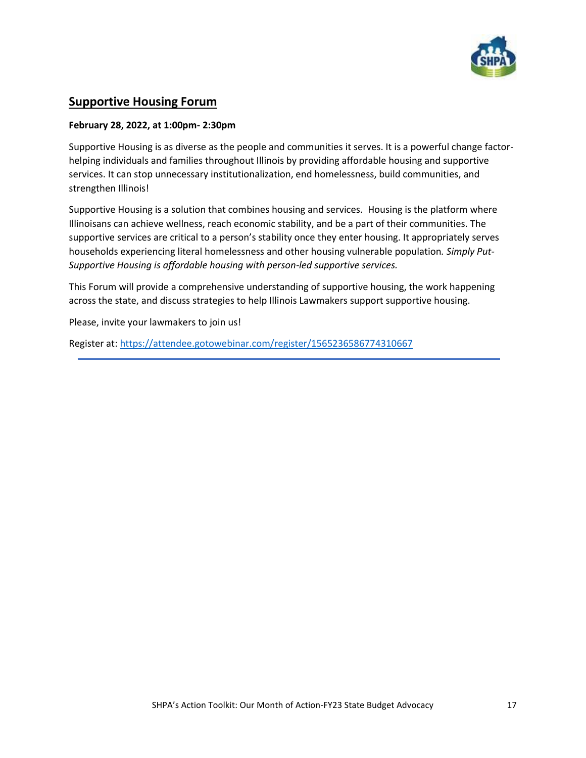## Supportive Housing Forum

**February 28, 2022, at 1:00pm- 2:30pm**

Supportive Housing is as diverse as the people and communities it serves. It is a powerful change factor-helping individuals and families throughout Illinois by providing affordable housing and supportive services. It can stop unnecessary institutionalization, end homelessness, build communities, and strengthen Illinois!

Supportive Housing is a solution that combines housing and services. Housing is the platform where Illinoisans can achieve wellness, reach economic stability, and be a part of their communities. The supportive services are critical to a person's stability once they enter housing. It appropriately serves households experiencing literal homelessness and other housing vulnerable population. *Simply Put- Supportive Housing is affordable housing with person-led supportive services.*

This Forum will provide a comprehensive understanding of supportive housing, the work happening across the state, and discuss strategies to help Illinois Lawmakers support supportive housing.

Please, invite your lawmakers to join us!

Register at: https://attendee.gotowebinar.com/register/1565236586774310667